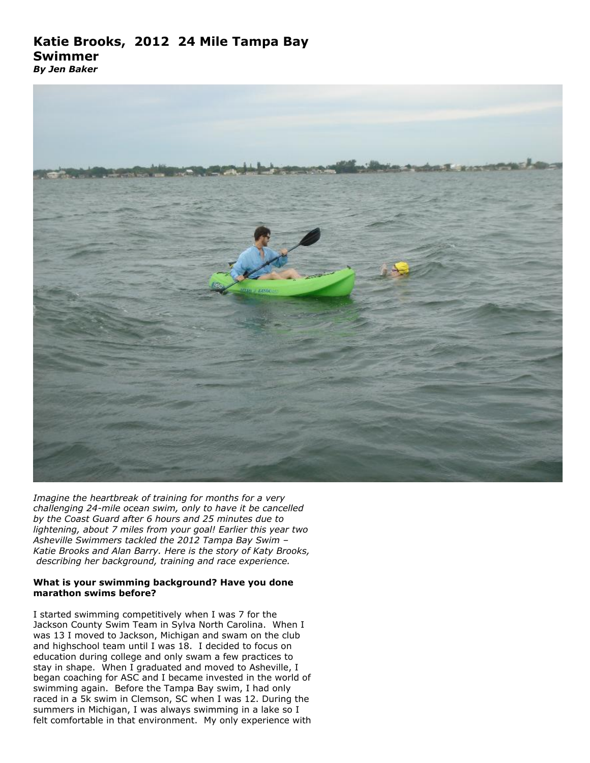# Katie Brooks, 2012 24 Mile Tampa Bay Swimmer

***By Jen Baker***

*Imagine the heartbreak of training for months for a very challenging 24-mile ocean swim, only to have it be cancelled by the Coast Guard after 6 hours and 25 minutes due to lightening, about 7 miles from your goal! Earlier this year two Asheville Swimmers tackled the 2012 Tampa Bay Swim – Katie Brooks and Alan Barry. Here is the story of Katy Brooks, describing her background, training and race experience.*

**What is your swimming background? Have you done marathon swims before?**

I started swimming competitively when I was 7 for the Jackson County Swim Team in Sylva North Carolina. When I was 13 I moved to Jackson, Michigan and swam on the club and highschool team until I was 18. I decided to focus on education during college and only swam a few practices to stay in shape. When I graduated and moved to Asheville, I began coaching for ASC and I became invested in the world of swimming again. Before the Tampa Bay swim, I had only raced in a 5k swim in Clemson, SC when I was 12. During the summers in Michigan, I was always swimming in a lake so I felt comfortable in that environment. My only experience with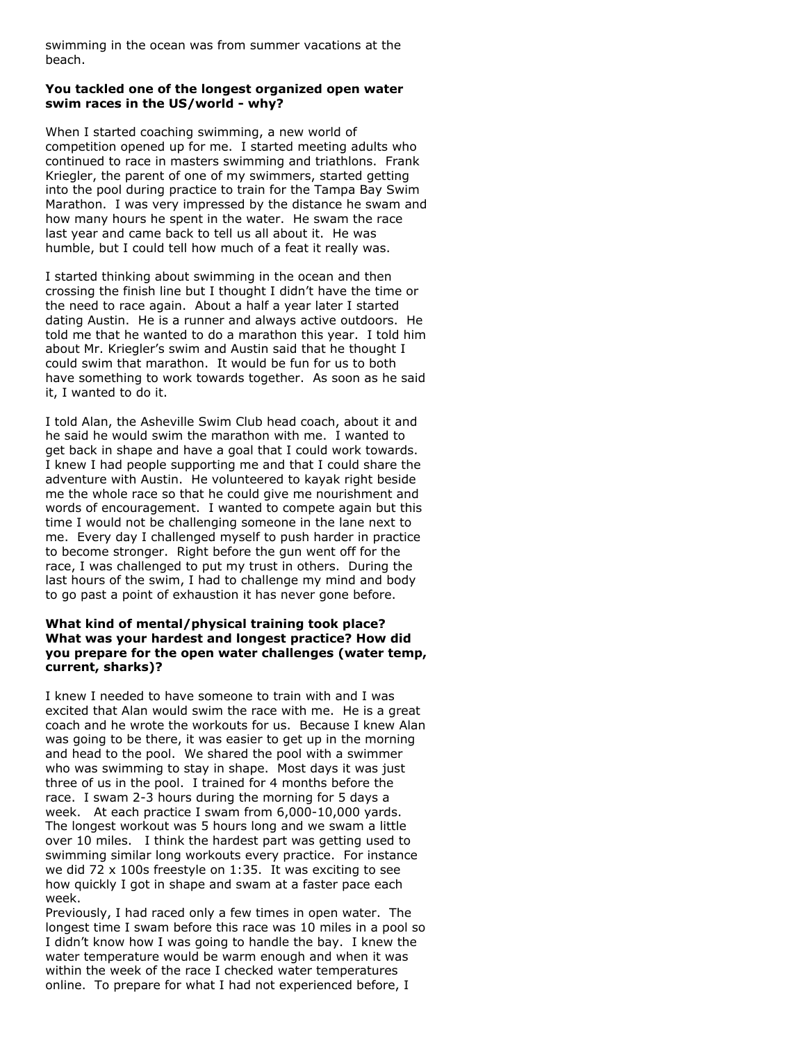swimming in the ocean was from summer vacations at the beach.

**You tackled one of the longest organized open water swim races in the US/world - why?**

When I started coaching swimming, a new world of competition opened up for me. I started meeting adults who continued to race in masters swimming and triathlons. Frank Kriegler, the parent of one of my swimmers, started getting into the pool during practice to train for the Tampa Bay Swim Marathon. I was very impressed by the distance he swam and how many hours he spent in the water. He swam the race last year and came back to tell us all about it. He was humble, but I could tell how much of a feat it really was.

I started thinking about swimming in the ocean and then crossing the finish line but I thought I didn't have the time or the need to race again. About a half a year later I started dating Austin. He is a runner and always active outdoors. He told me that he wanted to do a marathon this year. I told him about Mr. Kriegler's swim and Austin said that he thought I could swim that marathon. It would be fun for us to both have something to work towards together. As soon as he said it, I wanted to do it.

I told Alan, the Asheville Swim Club head coach, about it and he said he would swim the marathon with me. I wanted to get back in shape and have a goal that I could work towards. I knew I had people supporting me and that I could share the adventure with Austin. He volunteered to kayak right beside me the whole race so that he could give me nourishment and words of encouragement. I wanted to compete again but this time I would not be challenging someone in the lane next to me. Every day I challenged myself to push harder in practice to become stronger. Right before the gun went off for the race, I was challenged to put my trust in others. During the last hours of the swim, I had to challenge my mind and body to go past a point of exhaustion it has never gone before.

**What kind of mental/physical training took place? What was your hardest and longest practice? How did you prepare for the open water challenges (water temp, current, sharks)?**

I knew I needed to have someone to train with and I was excited that Alan would swim the race with me. He is a great coach and he wrote the workouts for us. Because I knew Alan was going to be there, it was easier to get up in the morning and head to the pool. We shared the pool with a swimmer who was swimming to stay in shape. Most days it was just three of us in the pool. I trained for 4 months before the race. I swam 2-3 hours during the morning for 5 days a week. At each practice I swam from 6,000-10,000 yards. The longest workout was 5 hours long and we swam a little over 10 miles. I think the hardest part was getting used to swimming similar long workouts every practice. For instance we did 72 x 100s freestyle on 1:35. It was exciting to see how quickly I got in shape and swam at a faster pace each week.

Previously, I had raced only a few times in open water. The longest time I swam before this race was 10 miles in a pool so I didn't know how I was going to handle the bay. I knew the water temperature would be warm enough and when it was within the week of the race I checked water temperatures online. To prepare for what I had not experienced before, I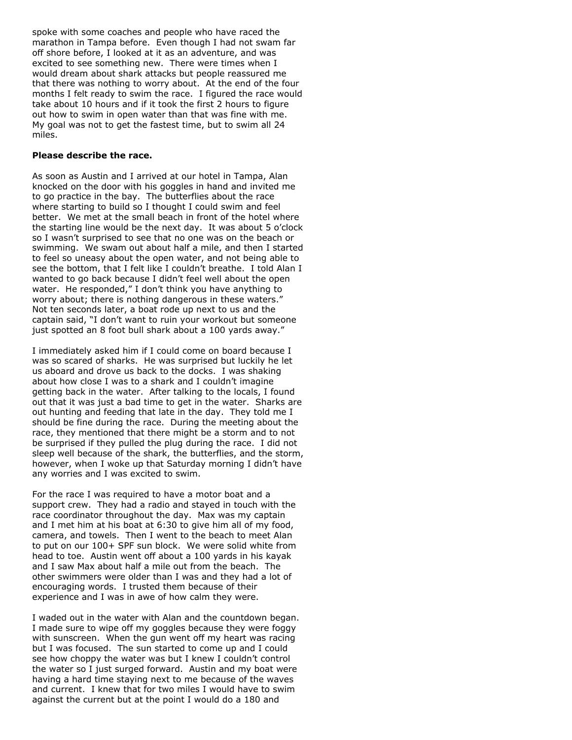spoke with some coaches and people who have raced the marathon in Tampa before. Even though I had not swam far off shore before, I looked at it as an adventure, and was excited to see something new. There were times when I would dream about shark attacks but people reassured me that there was nothing to worry about. At the end of the four months I felt ready to swim the race. I figured the race would take about 10 hours and if it took the first 2 hours to figure out how to swim in open water than that was fine with me. My goal was not to get the fastest time, but to swim all 24 miles.

**Please describe the race.**

As soon as Austin and I arrived at our hotel in Tampa, Alan knocked on the door with his goggles in hand and invited me to go practice in the bay. The butterflies about the race where starting to build so I thought I could swim and feel better. We met at the small beach in front of the hotel where the starting line would be the next day. It was about 5 o'clock so I wasn't surprised to see that no one was on the beach or swimming. We swam out about half a mile, and then I started to feel so uneasy about the open water, and not being able to see the bottom, that I felt like I couldn't breathe. I told Alan I wanted to go back because I didn't feel well about the open water. He responded," I don't think you have anything to worry about; there is nothing dangerous in these waters." Not ten seconds later, a boat rode up next to us and the captain said, "I don't want to ruin your workout but someone just spotted an 8 foot bull shark about a 100 yards away."

I immediately asked him if I could come on board because I was so scared of sharks. He was surprised but luckily he let us aboard and drove us back to the docks. I was shaking about how close I was to a shark and I couldn't imagine getting back in the water. After talking to the locals, I found out that it was just a bad time to get in the water. Sharks are out hunting and feeding that late in the day. They told me I should be fine during the race. During the meeting about the race, they mentioned that there might be a storm and to not be surprised if they pulled the plug during the race. I did not sleep well because of the shark, the butterflies, and the storm, however, when I woke up that Saturday morning I didn't have any worries and I was excited to swim.

For the race I was required to have a motor boat and a support crew. They had a radio and stayed in touch with the race coordinator throughout the day. Max was my captain and I met him at his boat at 6:30 to give him all of my food, camera, and towels. Then I went to the beach to meet Alan to put on our 100+ SPF sun block. We were solid white from head to toe. Austin went off about a 100 yards in his kayak and I saw Max about half a mile out from the beach. The other swimmers were older than I was and they had a lot of encouraging words. I trusted them because of their experience and I was in awe of how calm they were.

I waded out in the water with Alan and the countdown began. I made sure to wipe off my goggles because they were foggy with sunscreen. When the gun went off my heart was racing but I was focused. The sun started to come up and I could see how choppy the water was but I knew I couldn't control the water so I just surged forward. Austin and my boat were having a hard time staying next to me because of the waves and current. I knew that for two miles I would have to swim against the current but at the point I would do a 180 and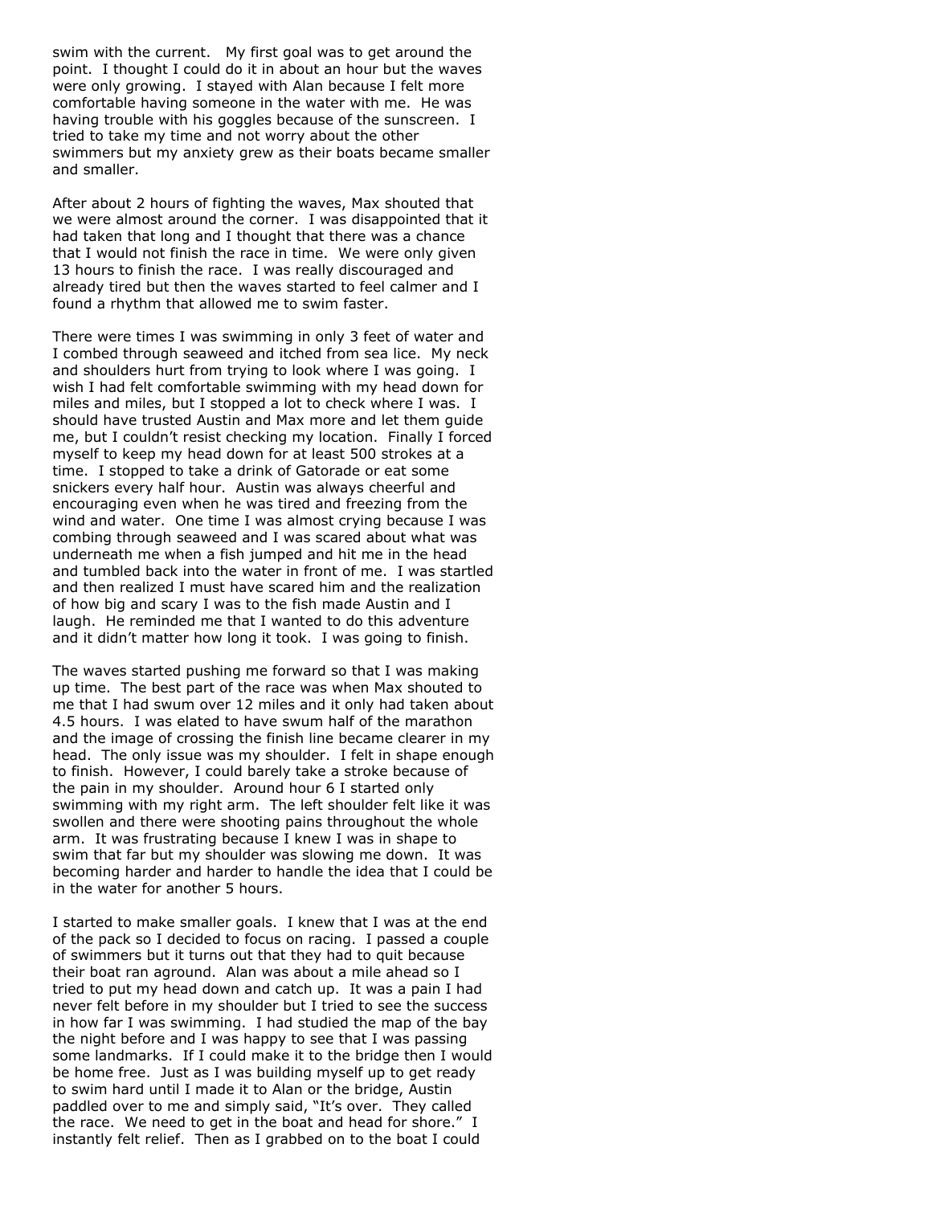swim with the current. My first goal was to get around the point. I thought I could do it in about an hour but the waves were only growing. I stayed with Alan because I felt more comfortable having someone in the water with me. He was having trouble with his goggles because of the sunscreen. I tried to take my time and not worry about the other swimmers but my anxiety grew as their boats became smaller and smaller.

After about 2 hours of fighting the waves, Max shouted that we were almost around the corner. I was disappointed that it had taken that long and I thought that there was a chance that I would not finish the race in time. We were only given 13 hours to finish the race. I was really discouraged and already tired but then the waves started to feel calmer and I found a rhythm that allowed me to swim faster.

There were times I was swimming in only 3 feet of water and I combed through seaweed and itched from sea lice. My neck and shoulders hurt from trying to look where I was going. I wish I had felt comfortable swimming with my head down for miles and miles, but I stopped a lot to check where I was. I should have trusted Austin and Max more and let them guide me, but I couldn't resist checking my location. Finally I forced myself to keep my head down for at least 500 strokes at a time. I stopped to take a drink of Gatorade or eat some snickers every half hour. Austin was always cheerful and encouraging even when he was tired and freezing from the wind and water. One time I was almost crying because I was combing through seaweed and I was scared about what was underneath me when a fish jumped and hit me in the head and tumbled back into the water in front of me. I was startled and then realized I must have scared him and the realization of how big and scary I was to the fish made Austin and I laugh. He reminded me that I wanted to do this adventure and it didn't matter how long it took. I was going to finish.

The waves started pushing me forward so that I was making up time. The best part of the race was when Max shouted to me that I had swum over 12 miles and it only had taken about 4.5 hours. I was elated to have swum half of the marathon and the image of crossing the finish line became clearer in my head. The only issue was my shoulder. I felt in shape enough to finish. However, I could barely take a stroke because of the pain in my shoulder. Around hour 6 I started only swimming with my right arm. The left shoulder felt like it was swollen and there were shooting pains throughout the whole arm. It was frustrating because I knew I was in shape to swim that far but my shoulder was slowing me down. It was becoming harder and harder to handle the idea that I could be in the water for another 5 hours.

I started to make smaller goals. I knew that I was at the end of the pack so I decided to focus on racing. I passed a couple of swimmers but it turns out that they had to quit because their boat ran aground. Alan was about a mile ahead so I tried to put my head down and catch up. It was a pain I had never felt before in my shoulder but I tried to see the success in how far I was swimming. I had studied the map of the bay the night before and I was happy to see that I was passing some landmarks. If I could make it to the bridge then I would be home free. Just as I was building myself up to get ready to swim hard until I made it to Alan or the bridge, Austin paddled over to me and simply said, "It's over. They called the race. We need to get in the boat and head for shore." I instantly felt relief. Then as I grabbed on to the boat I could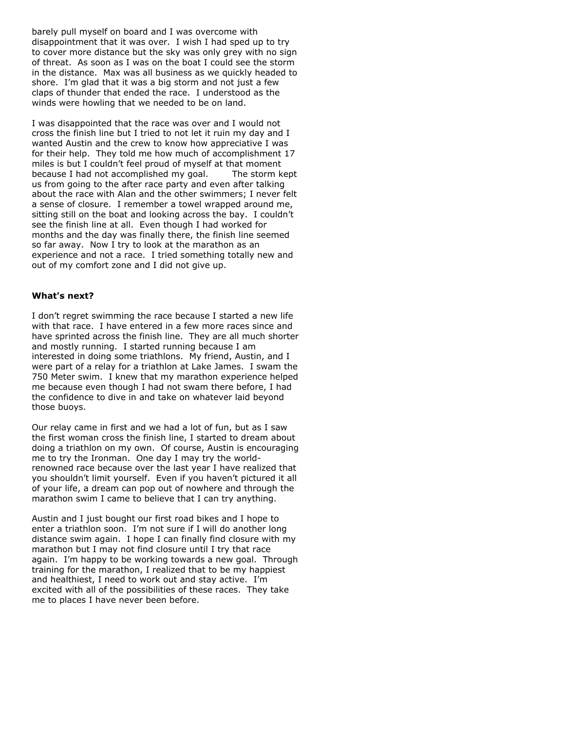barely pull myself on board and I was overcome with disappointment that it was over. I wish I had sped up to try to cover more distance but the sky was only grey with no sign of threat. As soon as I was on the boat I could see the storm in the distance. Max was all business as we quickly headed to shore. I'm glad that it was a big storm and not just a few claps of thunder that ended the race. I understood as the winds were howling that we needed to be on land.

I was disappointed that the race was over and I would not cross the finish line but I tried to not let it ruin my day and I wanted Austin and the crew to know how appreciative I was for their help. They told me how much of accomplishment 17 miles is but I couldn't feel proud of myself at that moment because I had not accomplished my goal. The storm kept us from going to the after race party and even after talking about the race with Alan and the other swimmers; I never felt a sense of closure. I remember a towel wrapped around me, sitting still on the boat and looking across the bay. I couldn't see the finish line at all. Even though I had worked for months and the day was finally there, the finish line seemed so far away. Now I try to look at the marathon as an experience and not a race. I tried something totally new and out of my comfort zone and I did not give up.

**What's next?**

I don't regret swimming the race because I started a new life with that race. I have entered in a few more races since and have sprinted across the finish line. They are all much shorter and mostly running. I started running because I am interested in doing some triathlons. My friend, Austin, and I were part of a relay for a triathlon at Lake James. I swam the 750 Meter swim. I knew that my marathon experience helped me because even though I had not swam there before, I had the confidence to dive in and take on whatever laid beyond those buoys.

Our relay came in first and we had a lot of fun, but as I saw the first woman cross the finish line, I started to dream about doing a triathlon on my own. Of course, Austin is encouraging me to try the Ironman. One day I may try the world-renowned race because over the last year I have realized that you shouldn't limit yourself. Even if you haven't pictured it all of your life, a dream can pop out of nowhere and through the marathon swim I came to believe that I can try anything.

Austin and I just bought our first road bikes and I hope to enter a triathlon soon. I'm not sure if I will do another long distance swim again. I hope I can finally find closure with my marathon but I may not find closure until I try that race again. I'm happy to be working towards a new goal. Through training for the marathon, I realized that to be my happiest and healthiest, I need to work out and stay active. I'm excited with all of the possibilities of these races. They take me to places I have never been before.